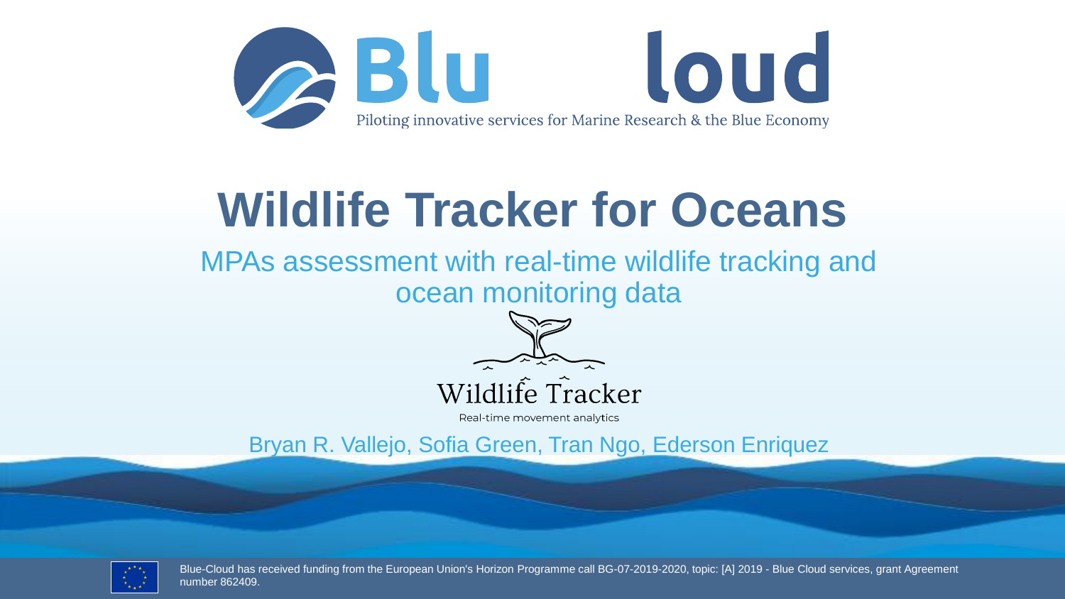Blue Cloud

Piloting innovative services for Marine Research & the Blue Economy

# Wildlife Tracker for Oceans

## MPAs assessment with real-time wildlife tracking and ocean monitoring data

Wildlife Tracker

Real-time movement analytics

Bryan R. Vallejo, Sofia Green, Tran Ngo, Ederson Enriquez

Blue-Cloud has received funding from the European Union's Horizon Programme call BG-07-2019-2020, topic: [A] 2019 - Blue Cloud services, grant Agreement number 862409.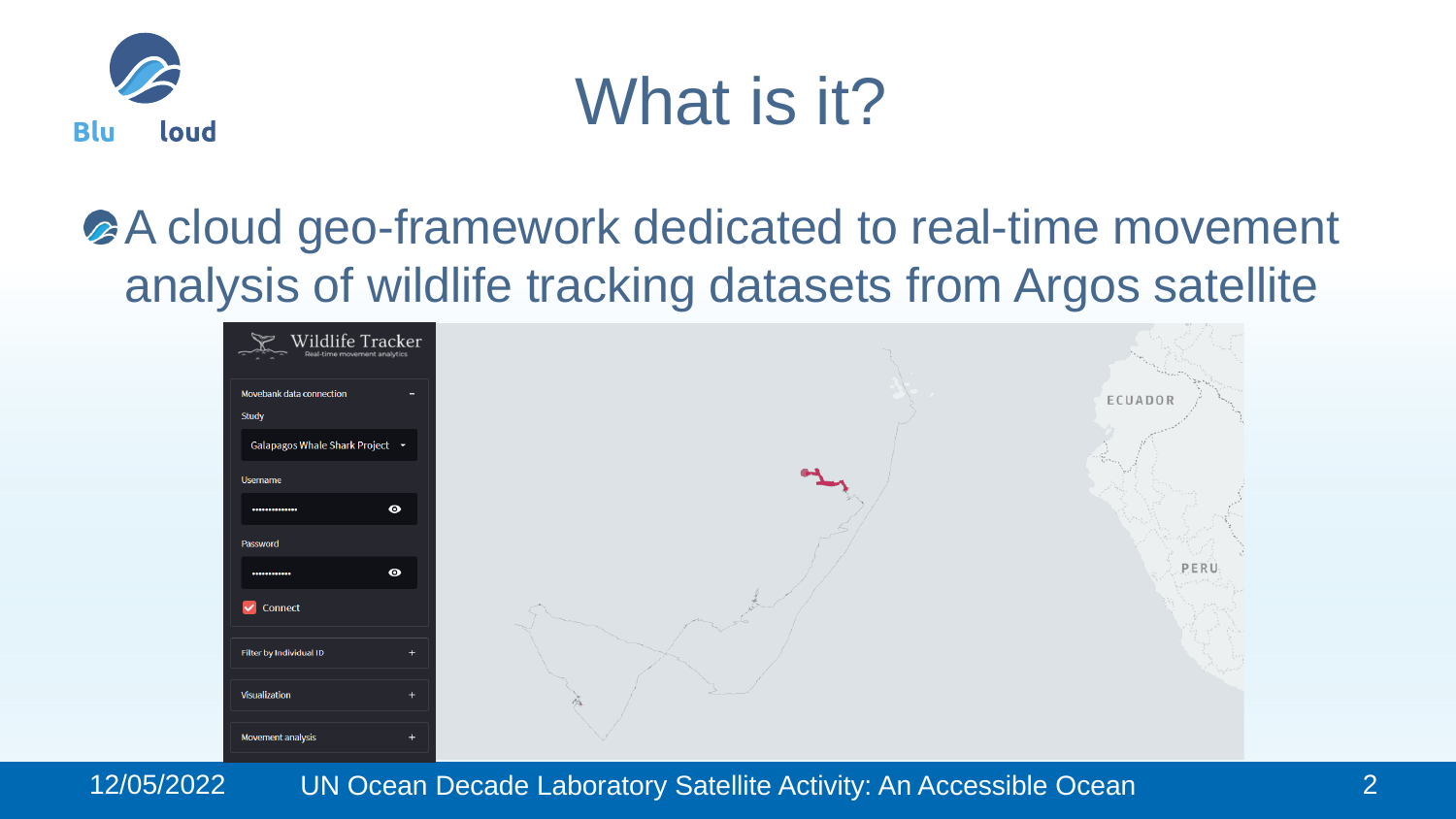# What is it?

- A cloud geo-framework dedicated to real-time movement analysis of wildlife tracking datasets from Argos satellite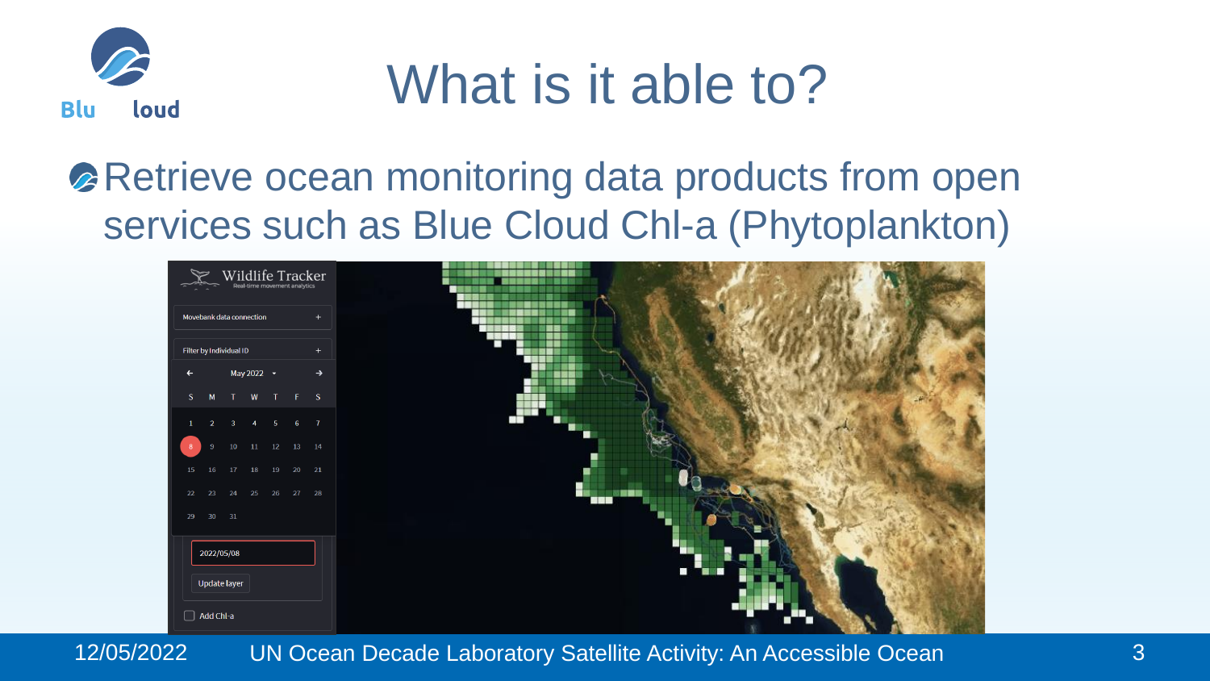# What is it able to?

- Retrieve ocean monitoring data products from open services such as Blue Cloud Chl-a (Phytoplankton)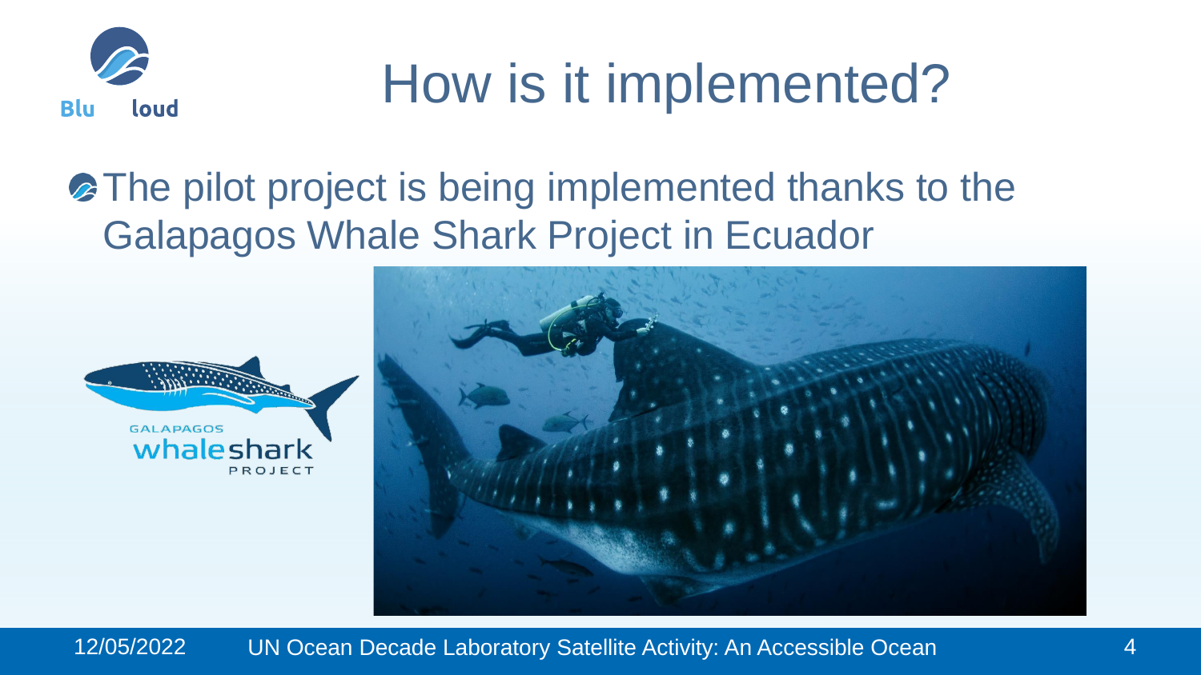# How is it implemented?

- The pilot project is being implemented thanks to the Galapagos Whale Shark Project in Ecuador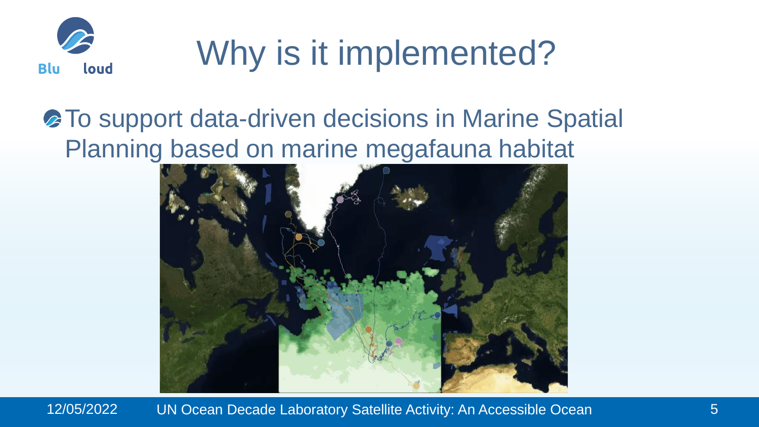# Why is it implemented?

- To support data-driven decisions in Marine Spatial Planning based on marine megafauna habitat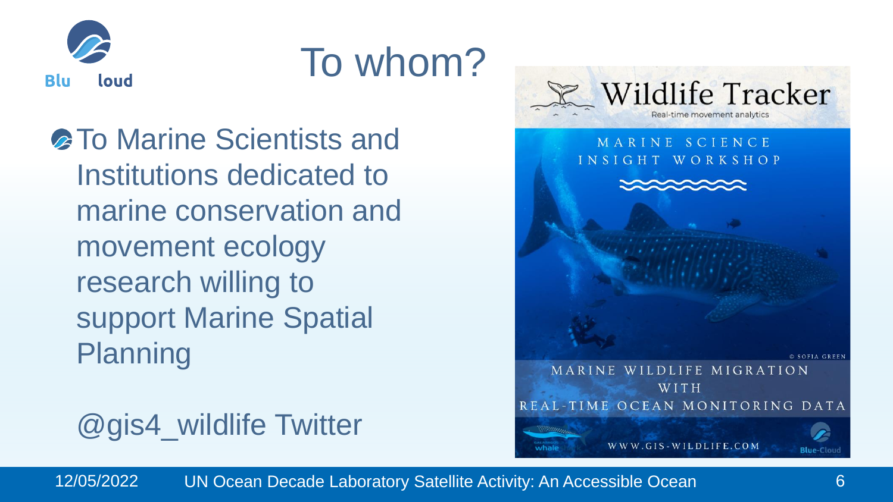# To whom?

- To Marine Scientists and Institutions dedicated to marine conservation and movement ecology research willing to support Marine Spatial Planning

@gis4_wildlife Twitter

Wildlife Tracker

Real-time movement analytics

MARINE SCIENCE INSIGHT WORKSHOP

© SOFIA GREEN

MARINE WILDLIFE MIGRATION WITH REAL-TIME OCEAN MONITORING DATA

WWW.GIS-WILDLIFE.COM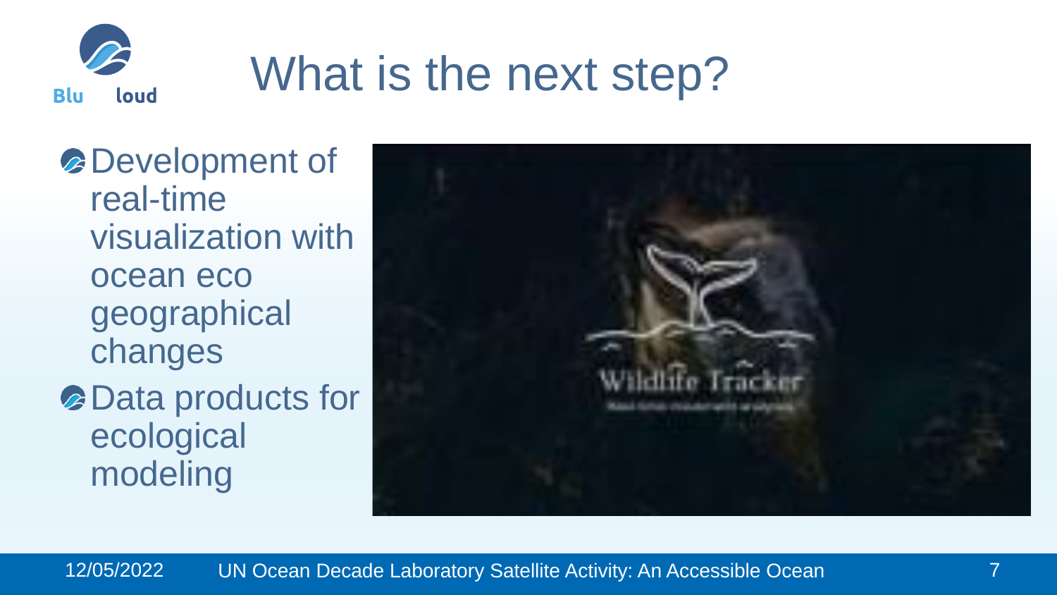# What is the next step?

- Development of real-time visualization with ocean eco geographical changes
- Data products for ecological modeling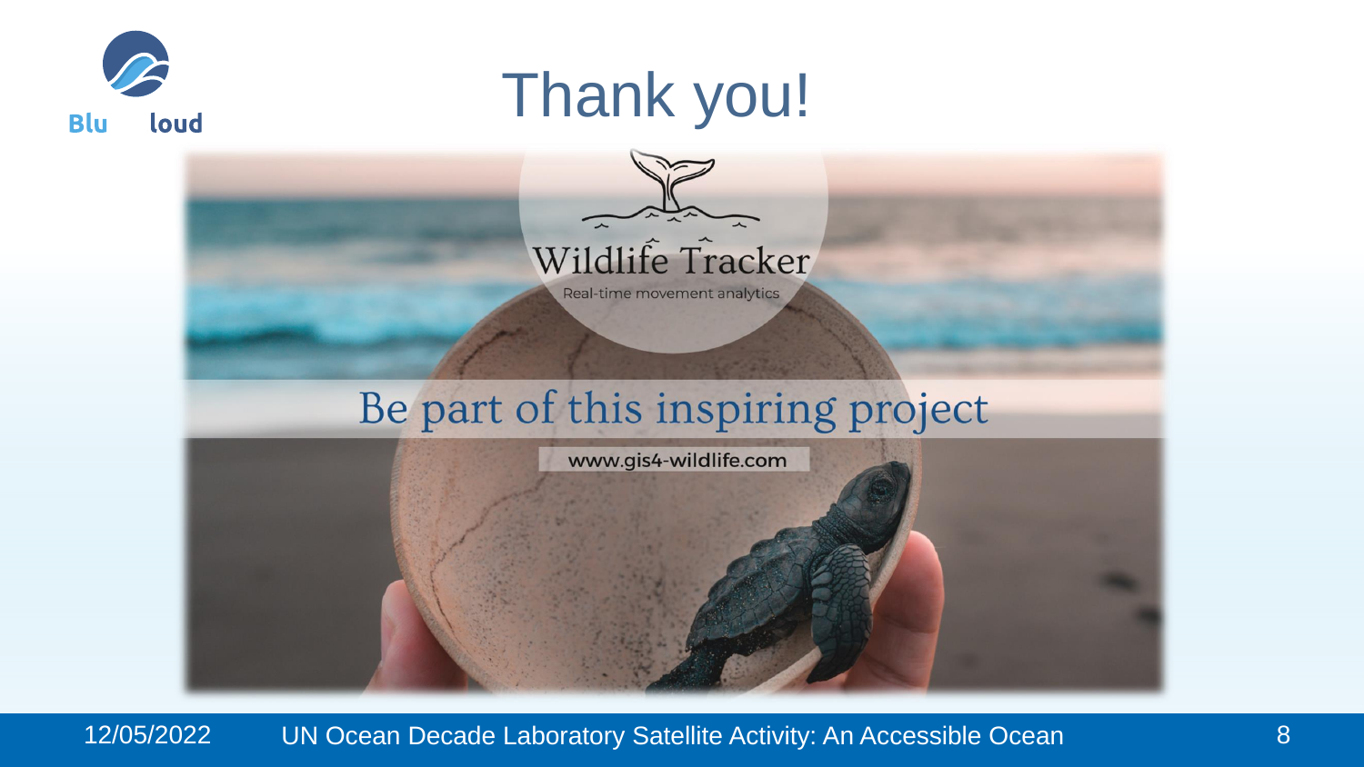# Thank you!

Wildlife Tracker

Real-time movement analytics

Be part of this inspiring project

www.gis4-wildlife.com